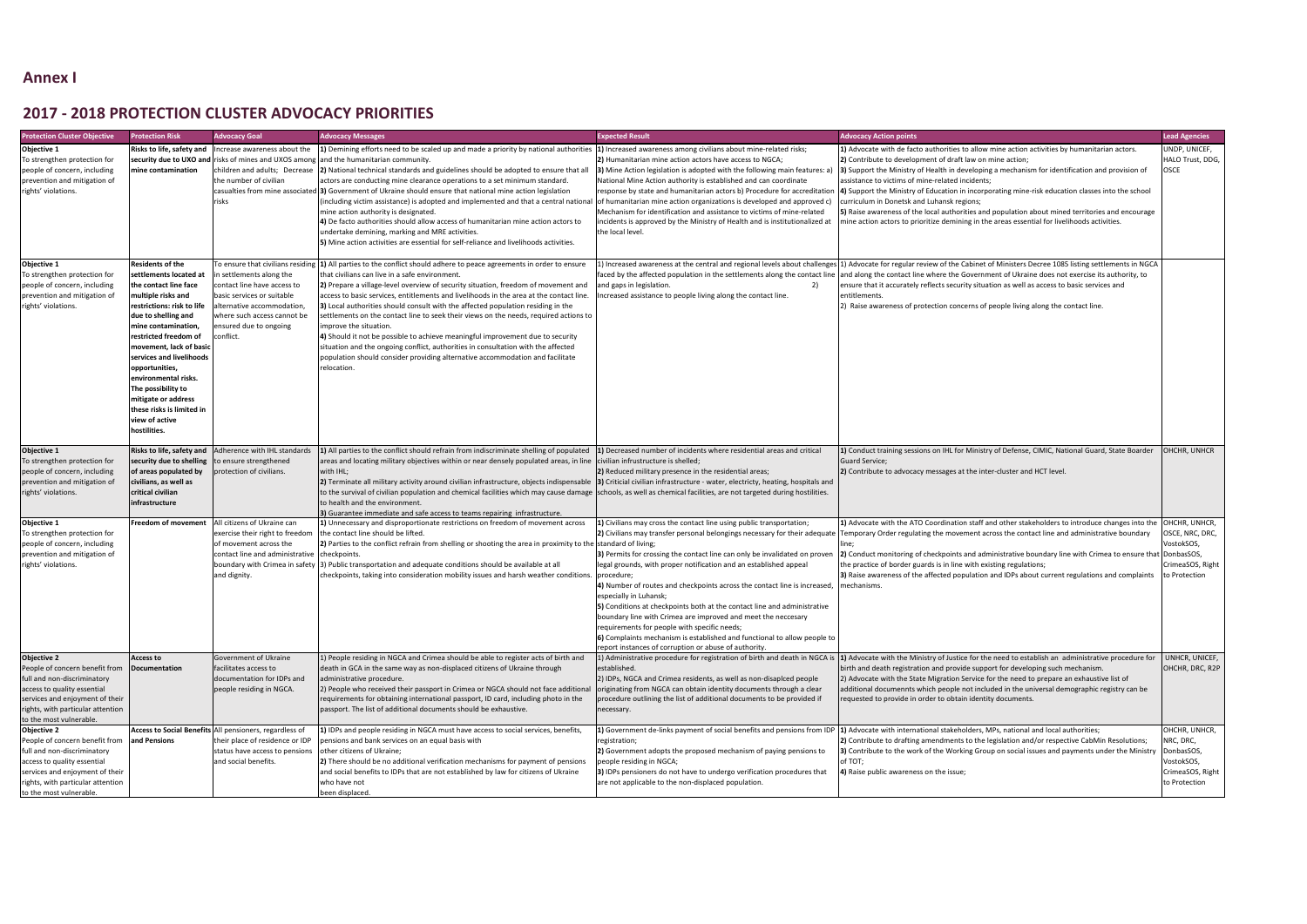## Annex I

## 2017 - 2018 PROTECTION CLUSTER ADVOCACY PRIORITIES

| Protection Cluster Objective | Protection Risk | Advocacy Goal | Advocacy Messages | Expected Result | Advocacy Action points | Lead Agencies |
|---|---|---|---|---|---|---|
| **Objective 1** To strengthen protection for people of concern, including prevention and mitigation of rights' violations. | **Risks to life, safety and security due to UXO and mine contamination** | Increase awareness about the risks of mines and UXOS among children and adults; Decrease the number of civilian casualties from mine associated risks | **1)** Demining efforts need to be scaled up and made a priority by national authorities and the humanitarian community. **2)** National technical standards and guidelines should be adopted to ensure that all actors are conducting mine clearance operations to a set minimum standard. **3)** Government of Ukraine should ensure that national mine action legislation (including victim assistance) is adopted and implemented and that a central national mine action authority is designated. **4)** De facto authorities should allow access of humanitarian mine action actors to undertake demining, marking and MRE activities. **5)** Mine action activities are essential for self-reliance and livelihoods activities. | **1)** Increased awareness among civilians about mine-related risks; **2)** Humanitarian mine action actors have access to NGCA; **3)** Mine Action legislation is adopted with the following main features: a) National Mine Action authority is established and can coordinate response by state and humanitarian actors b) Procedure for accreditation of humanitarian mine action organizations is developed and approved c) Mechanism for identification and assistance to victims of mine-related incidents is approved by the Ministry of Health and is institutionalized at the local level. | **1)** Advocate with de facto authorities to allow mine action activities by humanitarian actors. **2)** Contribute to development of draft law on mine action; **3)** Support the Ministry of Health in developing a mechanism for identification and provision of assistance to victims of mine-related incidents; **4)** Support the Ministry of Education in incorporating mine-risk education classes into the school curriculum in Donetsk and Luhansk regions; **5)** Raise awareness of the local authorities and population about mined territories and encourage mine action actors to prioritize demining in the areas essential for livelihoods activities. | UNDP, UNICEF, HALO Trust, DDG, OSCE |
| **Objective 1** To strengthen protection for people of concern, including prevention and mitigation of rights' violations. | **Residents of the settlements located at the contact line face multiple risks and restrictions: risk to life due to shelling and mine contamination, restricted freedom of movement, lack of basic services and livelihoods opportunities, environmental risks. The possibility to mitigate or address these risks is limited in view of active hostilities.** | To ensure that civilians residing in settlements along the contact line have access to basic services or suitable alternative accommodation, where such access cannot be ensured due to ongoing conflict. | **1)** All parties to the conflict should adhere to peace agreements in order to ensure that civilians can live in a safe environment. **2)** Prepare a village-level overview of security situation, freedom of movement and access to basic services, entitlements and livelihoods in the area at the contact line. **3)** Local authorities should consult with the affected population residing in the settlements on the contact line to seek their views on the needs, required actions to improve the situation. **4)** Should it not be possible to achieve meaningful improvement due to security situation and the ongoing conflict, authorities in consultation with the affected population should consider providing alternative accommodation and facilitate relocation. | 1) Increased awareness at the central and regional levels about challenges faced by the affected population in the settlements along the contact line and gaps in legislation. 2) Increased assistance to people living along the contact line. | 1) Advocate for regular review of the Cabinet of Ministers Decree 1085 listing settlements in NGCA and along the contact line where the Government of Ukraine does not exercise its authority, to ensure that it accurately reflects security situation as well as access to basic services and entitlements. 2) Raise awareness of protection concerns of people living along the contact line. | |
| **Objective 1** To strengthen protection for people of concern, including prevention and mitigation of rights' violations. | **Risks to life, safety and security due to shelling of areas populated by civilians, as well as critical civilian infrastructure** | Adherence with IHL standards to ensure strengthened protection of civilians. | **1)** All parties to the conflict should refrain from indiscriminate shelling of populated areas and locating military objectives within or near densely populated areas, in line with IHL; **2)** Terminate all military activity around civilian infrastructure, objects indispensable to the survival of civilian population and chemical facilities which may cause damage to health and the environment. **3)** Guarantee immediate and safe access to teams repairing infrastructure. | **1)** Decreased number of incidents where residential areas and critical civilian infrastructure is shelled; **2)** Reduced military presence in the residential areas; **3)** Criticial civilian infrastructure - water, electricty, heating, hospitals and schools, as well as chemical facilities, are not targeted during hostilities. | **1)** Conduct training sessions on IHL for Ministry of Defense, CIMIC, National Guard, State Boarder Guard Service; **2)** Contribute to advocacy messages at the inter-cluster and HCT level. | OHCHR, UNHCR |
| **Objective 1** To strengthen protection for people of concern, including prevention and mitigation of rights' violations. | **Freedom of movement** | All citizens of Ukraine can exercise their right to freedom of movement across the contact line and administrative boundary with Crimea in safety and dignity. | **1)** Unnecessary and disproportionate restrictions on freedom of movement across the contact line should be lifted. **2)** Parties to the conflict refrain from shelling or shooting the area in proximity to the checkpoints. 3) Public transportation and adequate conditions should be available at all checkpoints, taking into consideration mobility issues and harsh weather conditions. | **1)** Civilians may cross the contact line using public transportation; **2)** Civilians may transfer personal belongings necessary for their adequate standard of living; **3)** Permits for crossing the contact line can only be invalidated on proven legal grounds, with proper notification and an established appeal procedure; **4)** Number of routes and checkpoints across the contact line is increased, especially in Luhansk; **5)** Conditions at checkpoints both at the contact line and administrative boundary line with Crimea are improved and meet the neccesary requirements for people with specific needs; **6)** Complaints mechanism is established and functional to allow people to report instances of corruption or abuse of authority. | **1)** Advocate with the ATO Coordination staff and other stakeholders to introduce changes into the Temporary Order regulating the movement across the contact line and administrative boundary line; **2)** Conduct monitoring of checkpoints and administrative boundary line with Crimea to ensure that the practice of border guards is in line with existing regulations; **3)** Raise awareness of the affected population and IDPs about current regulations and complaints mechanisms. | OHCHR, UNHCR, OSCE, NRC, DRC, VostokSOS, DonbasSOS, CrimeaSOS, Right to Protection |
| **Objective 2** People of concern benefit from full and non-discriminatory access to quality essential services and enjoyment of their rights, with particular attention to the most vulnerable. | **Access to Documentation** | Government of Ukraine facilitates access to documentation for IDPs and people residing in NGCA. | 1) People residing in NGCA and Crimea should be able to register acts of birth and death in GCA in the same way as non-displaced citizens of Ukraine through administrative procedure. 2) People who received their passport in Crimea or NGCA should not face additional requirements for obtaining international passport, ID card, including photo in the passport. The list of additional documents should be exhaustive. | 1) Administrative procedure for registration of birth and death in NGCA is established. 2) IDPs, NGCA and Crimea residents, as well as non-disaplced people originating from NGCA can obtain identity documents through a clear procedure outlining the list of additional documents to be provided if necessary. | **1)** Advocate with the Ministry of Justice for the need to establish an administrative procedure for birth and death registration and provide support for developing such mechanism. 2) Advocate with the State Migration Service for the need to prepare an exhaustive list of additional documennts which people not included in the universal demographic registry can be requested to provide in order to obtain identity documents. | UNHCR, UNICEF, OHCHR, DRC, R2P |
| **Objective 2** People of concern benefit from full and non-discriminatory access to quality essential services and enjoyment of their rights, with particular attention to the most vulnerable. | **Access to Social Benefits and Pensions** | All pensioners, regardless of their place of residence or IDP status have access to pensions and social benefits. | **1)** IDPs and people residing in NGCA must have access to social services, benefits, pensions and bank services on an equal basis with other citizens of Ukraine; **2)** There should be no additional verification mechanisms for payment of pensions and social benefits to IDPs that are not established by law for citizens of Ukraine who have not been displaced. | **1)** Government de-links payment of social benefits and pensions from IDP registration; **2)** Government adopts the proposed mechanism of paying pensions to people residing in NGCA; **3)** IDPs pensioners do not have to undergo verification procedures that are not applicable to the non-displaced population. | **1)** Advocate with international stakeholders, MPs, national and local authorities; **2)** Contribute to drafting amendments to the legislation and/or respective CabMin Resolutions; **3)** Contribute to the work of the Working Group on social issues and payments under the Ministry of TOT; **4)** Raise public awareness on the issue; | OHCHR, UNHCR, NRC, DRC, DonbasSOS, VostokSOS, CrimeaSOS, Right to Protection |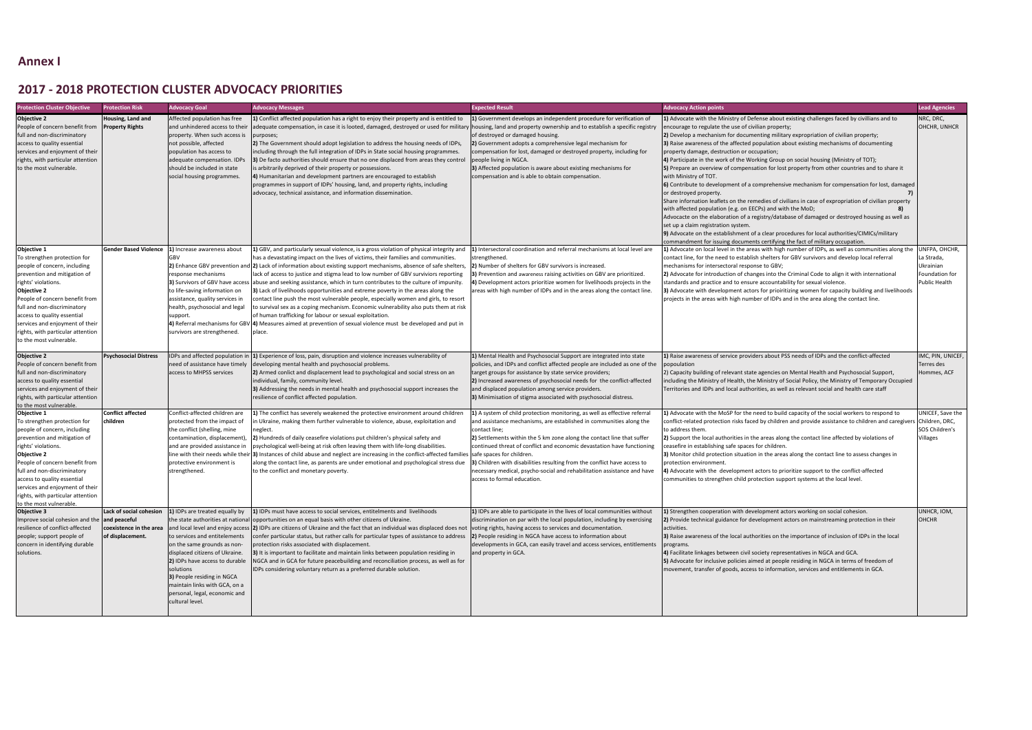# Annex I

## 2017 - 2018 PROTECTION CLUSTER ADVOCACY PRIORITIES

| Protection Cluster Objective | Protection Risk | Advocacy Goal | Advocacy Messages | Expected Result | Advocacy Action points | Lead Agencies |
|---|---|---|---|---|---|---|
| **Objective 2** People of concern benefit from full and non-discriminatory access to quality essential services and enjoyment of their rights, with particular attention to the most vulnerable. | **Housing, Land and Property Rights** | Affected population has free and unhindered access to their property. When such access is not possible, affected population has access to adequate compensation. IDPs should be included in state social housing programmes. | **1)** Conflict affected population has a right to enjoy their property and is entitled to adequate compensation, in case it is looted, damaged, destroyed or used for military purposes; **2)** The Government should adopt legislation to address the housing needs of IDPs, including through the full integration of IDPs in State social housing programmes. **3)** De facto authorities should ensure that no one displaced from areas they control is arbitrarily deprived of their property or possessions. **4)** Humanitarian and development partners are encouraged to establish programmes in support of IDPs' housing, land, and property rights, including advocacy, technical assistance, and information dissemination. | **1)** Government develops an independent procedure for verification of housing, land and property ownership and to establish a specific registry of destroyed or damaged housing. **2)** Government adopts a comprehensive legal mechanism for compensation for lost, damaged or destroyed property, including for people living in NGCA. **3)** Affected population is aware about existing mechanisms for compensation and is able to obtain compensation. | **1)** Advocate with the Ministry of Defense about existing challenges faced by civillians and to encourage to regulate the use of civilian property; **2)** Develop a mechanism for documenting military expropriation of civilian property; **3)** Raise awareness of the affected population about existing mechanisms of documenting property damage, destruction or occupation; **4)** Participate in the work of the Working Group on social housing (Ministry of TOT); **5)** Prepare an overview of compensation for lost property from other countries and to share it with Ministry of TOT. **6)** Contribute to development of a comprehensive mechanism for compensation for lost, damaged or destroyed property. **7)** Share information leaflets on the remedies of civilians in case of expropriation of civilian property with affected population (e.g. on EECPs) and with the MoD; **8)** Advocacte on the elaboration of a registry/database of damaged or destroyed housing as well as set up a claim registration system. **9)** Advocate on the establishment of a clear procedures for local authorities/CIMICs/military commandment for issuing documents certifying the fact of military occupation. | NRC, DRC, OHCHR, UNHCR |
| **Objective 1** To strengthen protection for people of concern, including prevention and mitigation of rights' violations. **Objective 2** People of concern benefit from full and non-discriminatory access to quality essential services and enjoyment of their rights, with particular attention to the most vulnerable. | **Gender Based Violence** | **1)** Increase awareness about GBV **2)** Enhance GBV prevention and response mechanisms **3)** Survivors of GBV have access to life-saving information on assistance, quality services in health, psychosocial and legal support. **4)** Referral mechanisms for GBV survivors are strengthened. | **1)** GBV, and particularly sexual violence, is a gross violation of physical integrity and has a devastating impact on the lives of victims, their families and communities. **2)** Lack of information about existing support mechanisms, absence of safe shelters, lack of access to justice and stigma lead to low number of GBV survivors reporting abuse and seeking assistance, which in turn contributes to the culture of impunity. **3)** Lack of livelihoods opportunities and extreme poverty in the areas along the contact line push the most vulnerable people, especially women and girls, to resort to survival sex as a coping mechanism. Economic vulnerability also puts them at risk of human trafficking for labour or sexual exploitation. **4)** Measures aimed at prevention of sexual violence must be developed and put in place. | **1)** Intersectoral coordination and referral mechanisms at local level are strengthened. **2)** Number of shelters for GBV survivors is increased. **3)** Prevention and awareness raising activities on GBV are prioritized. **4)** Development actors prioritize women for livelihoods projects in the areas with high number of IDPs and in the areas along the contact line. | **1)** Advocate on local level in the areas with high number of IDPs, as well as communities along the contact line, for the need to establish shelters for GBV survivors and develop local referral mechanisms for intersectoral response to GBV; **2)** Advocate for introduction of changes into the Criminal Code to align it with international standards and practice and to ensure accountability for sexual violence. **3)** Advocate with development actors for prioritizing women for capacity building and livelihoods projects in the areas with high number of IDPs and in the area along the contact line. | UNFPA, OHCHR, La Strada, Ukrainian Foundation for Public Health |
| **Objective 2** People of concern benefit from full and non-discriminatory access to quality essential services and enjoyment of their rights, with particular attention to the most vulnerable. | **Psychosocial Distress** | IDPs and affected population in need of assistance have timely access to MHPSS services | **1)** Experience of loss, pain, disruption and violence increases vulnerability of developing mental health and psychosocial problems. **2)** Armed conlict and displacement lead to psychological and social stress on an individual, family, community level. **3)** Addressing the needs in mental health and psychosocial support increases the resilience of conflict affected population. | **1)** Mental Health and Psychosocial Support are integrated into state policies, and IDPs and conflict affected people are included as one of the target groups for assistance by state service providers; **2)** Increased awareness of psychosocial needs for the conflict-affected and displaced population among service providers. **3)** Minimisation of stigma associated with psychosocial distress. | **1)** Raise awareness of service providers about PSS needs of IDPs and the conflict-affected popoulation **2)** Capacity building of relevant state agencies on Mental Health and Psychosocial Support, including the Ministry of Health, the Ministry of Social Policy, the Ministry of Temporary Occupied Territories and IDPs and local authorities, as well as relevant social and health care staff | IMC, PIN, UNICEF, Terres des Hommes, ACF |
| **Objective 1** To strengthen protection for people of concern, including prevention and mitigation of rights' violations. **Objective 2** People of concern benefit from full and non-discriminatory access to quality essential services and enjoyment of their rights, with particular attention to the most vulnerable. | **Conflict affected children** | Conflict-affected children are protected from the impact of the conflict (shelling, mine contamination, displacement), and are provided assistance in line with their needs while their protective environment is strengthened. | **1)** The conflict has severely weakened the protective environment around children in Ukraine, making them further vulnerable to violence, abuse, exploitation and neglect. **2)** Hundreds of daily ceasefire violations put children's physical safety and psychological well-being at risk often leaving them with life-long disabilities. **3)** Instances of child abuse and neglect are increasing in the conflict-affected families along the contact line, as parents are under emotional and psychological stress due to the conflict and monetary poverty. | **1)** A system of child protection monitoring, as well as effective referral and assistance mechanisms, are established in communities along the contact line; **2)** Settlements within the 5 km zone along the contact line that suffer continued threat of conflict and economic devastation have functioning safe spaces for children. **3)** Children with disabilities resulting from the conflict have access to necessary medical, psycho-social and rehabilitation assistance and have access to formal education. | **1)** Advocate with the MoSP for the need to build capacity of the social workers to respond to conflict-related protection risks faced by children and provide assistance to children and caregivers to address them. **2)** Support the local authorities in the areas along the contact line affected by violations of ceasefire in establishing safe spaces for children. **3)** Monitor child protection situation in the areas along the contact line to assess changes in protection environment. **4)** Advocate with the development actors to prioritize support to the conflict-affected communities to strengthen child protection support systems at the local level. | UNICEF, Save the Children, DRC, SOS Children's Villages |
| **Objective 3** Improve social cohesion and the resilience of conflict-affected people; support people of concern in identifying durable solutions. | **Lack of social cohesion and peaceful coexistence in the area of displacement.** | **1)** IDPs are treated equally by the state authorities at national and local level and enjoy access to services and entitelements on the same grounds as non-displaced citizens of Ukraine. **2)** IDPs have access to durable solutions **3)** People residing in NGCA maintain links with GCA, on a personal, legal, economic and cultural level. | **1)** IDPs must have access to social services, entitelments and livelihoods opportunities on an equal basis with other citizens of Ukraine. **2)** IDPs are citizens of Ukraine and the fact that an individual was displaced does not confer particular status, but rather calls for particular types of assistance to address protection risks associated with displacement. **3)** It is important to facilitate and maintain links between population residing in NGCA and in GCA for future peacebuilding and reconciliation process, as well as for IDPs considering voluntary return as a preferred durable solution. | **1)** IDPs are able to participate in the lives of local communities without discrimination on par with the local population, including by exercising voting rights, having access to services and documentation. **2)** People residing in NGCA have access to information about developments in GCA, can easily travel and access services, entitlements and property in GCA. | **1)** Strengthen cooperation with development actors working on social cohesion. **2)** Provide technical guidance for development actors on mainstreaming protection in their activities. **3)** Raise awareness of the local authorities on the importance of inclusion of IDPs in the local programs. **4)** Facilitate linkages between civil society representatives in NGCA and GCA. **5)** Advocate for inclusive policies aimed at people residing in NGCA in terms of freedom of movement, transfer of goods, access to information, services and entitlements in GCA. | UNHCR, IOM, OHCHR |